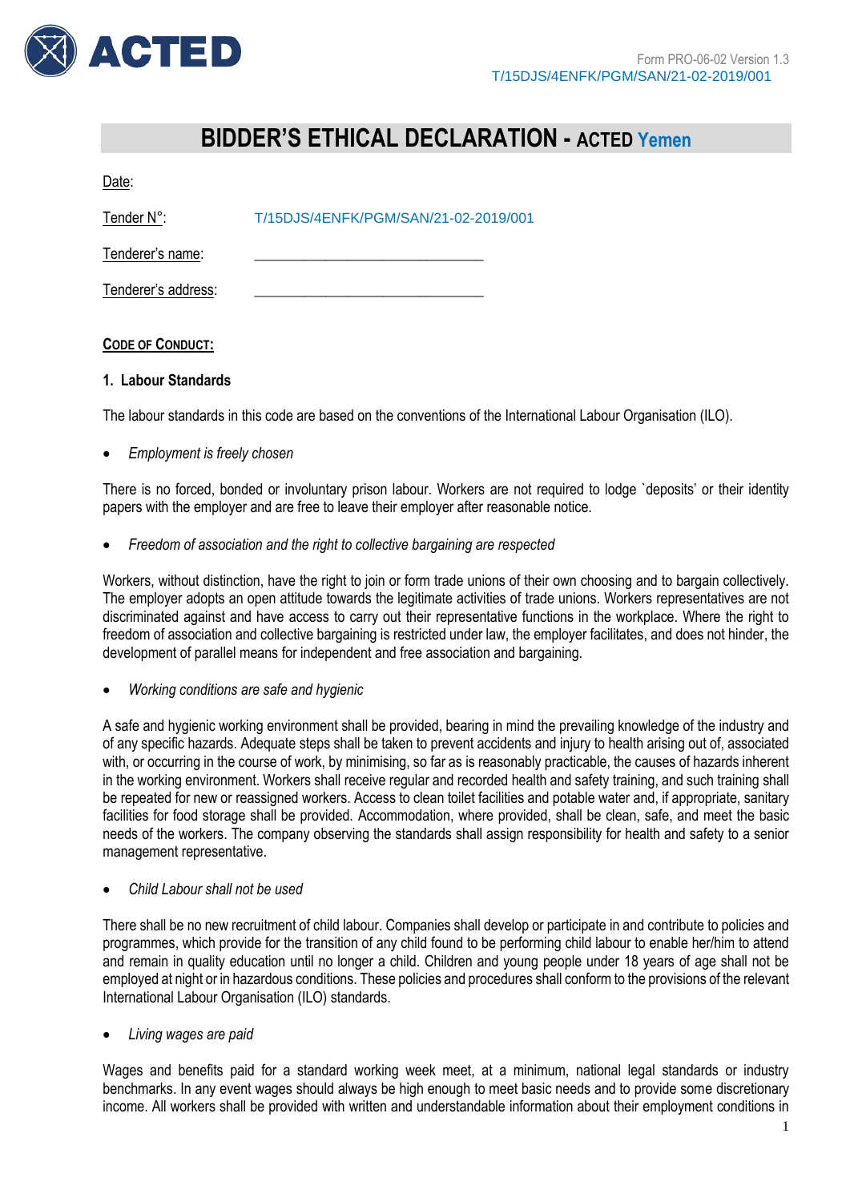Form PRO-06-02 Version 1.3
T/15DJS/4ENFK/PGM/SAN/21-02-2019/001

# BIDDER'S ETHICAL DECLARATION - ACTED Yemen

Date:

Tender N°: T/15DJS/4ENFK/PGM/SAN/21-02-2019/001

Tenderer's name: ______________________________

Tenderer's address: ______________________________

**CODE OF CONDUCT:**

### 1. Labour Standards

The labour standards in this code are based on the conventions of the International Labour Organisation (ILO).

- *Employment is freely chosen*

There is no forced, bonded or involuntary prison labour. Workers are not required to lodge `deposits' or their identity papers with the employer and are free to leave their employer after reasonable notice.

- *Freedom of association and the right to collective bargaining are respected*

Workers, without distinction, have the right to join or form trade unions of their own choosing and to bargain collectively. The employer adopts an open attitude towards the legitimate activities of trade unions. Workers representatives are not discriminated against and have access to carry out their representative functions in the workplace. Where the right to freedom of association and collective bargaining is restricted under law, the employer facilitates, and does not hinder, the development of parallel means for independent and free association and bargaining.

- *Working conditions are safe and hygienic*

A safe and hygienic working environment shall be provided, bearing in mind the prevailing knowledge of the industry and of any specific hazards. Adequate steps shall be taken to prevent accidents and injury to health arising out of, associated with, or occurring in the course of work, by minimising, so far as is reasonably practicable, the causes of hazards inherent in the working environment. Workers shall receive regular and recorded health and safety training, and such training shall be repeated for new or reassigned workers. Access to clean toilet facilities and potable water and, if appropriate, sanitary facilities for food storage shall be provided. Accommodation, where provided, shall be clean, safe, and meet the basic needs of the workers. The company observing the standards shall assign responsibility for health and safety to a senior management representative.

- *Child Labour shall not be used*

There shall be no new recruitment of child labour. Companies shall develop or participate in and contribute to policies and programmes, which provide for the transition of any child found to be performing child labour to enable her/him to attend and remain in quality education until no longer a child. Children and young people under 18 years of age shall not be employed at night or in hazardous conditions. These policies and procedures shall conform to the provisions of the relevant International Labour Organisation (ILO) standards.

- *Living wages are paid*

Wages and benefits paid for a standard working week meet, at a minimum, national legal standards or industry benchmarks. In any event wages should always be high enough to meet basic needs and to provide some discretionary income. All workers shall be provided with written and understandable information about their employment conditions in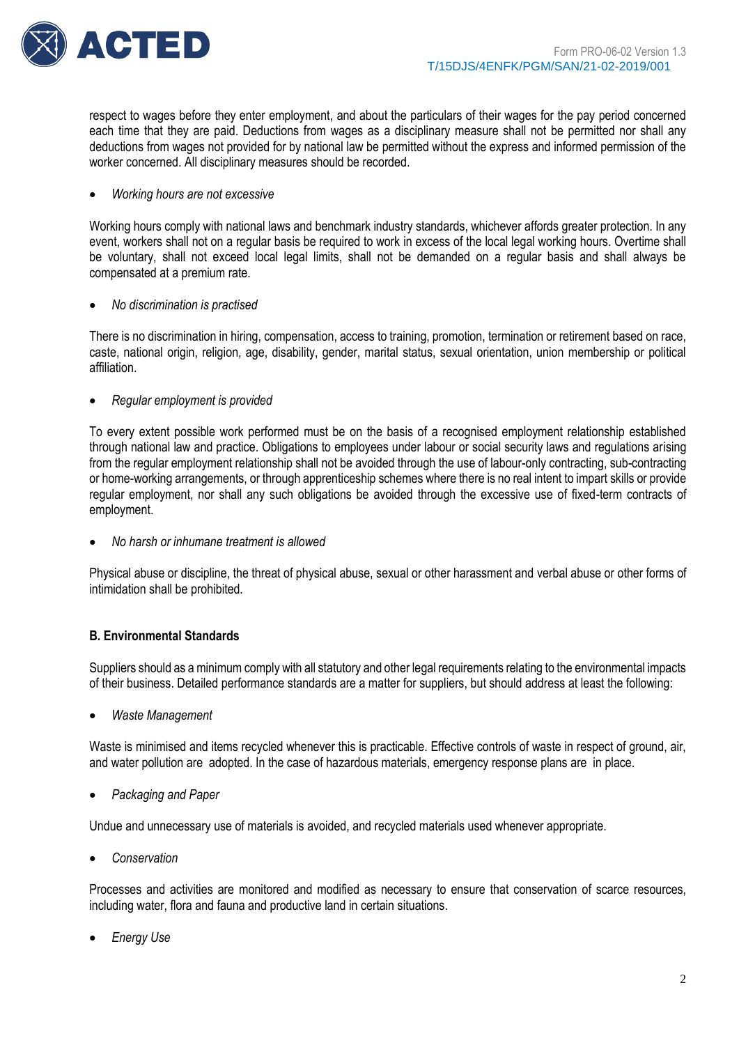respect to wages before they enter employment, and about the particulars of their wages for the pay period concerned each time that they are paid. Deductions from wages as a disciplinary measure shall not be permitted nor shall any deductions from wages not provided for by national law be permitted without the express and informed permission of the worker concerned. All disciplinary measures should be recorded.

- *Working hours are not excessive*

Working hours comply with national laws and benchmark industry standards, whichever affords greater protection. In any event, workers shall not on a regular basis be required to work in excess of the local legal working hours. Overtime shall be voluntary, shall not exceed local legal limits, shall not be demanded on a regular basis and shall always be compensated at a premium rate.

- *No discrimination is practised*

There is no discrimination in hiring, compensation, access to training, promotion, termination or retirement based on race, caste, national origin, religion, age, disability, gender, marital status, sexual orientation, union membership or political affiliation.

- *Regular employment is provided*

To every extent possible work performed must be on the basis of a recognised employment relationship established through national law and practice. Obligations to employees under labour or social security laws and regulations arising from the regular employment relationship shall not be avoided through the use of labour-only contracting, sub-contracting or home-working arrangements, or through apprenticeship schemes where there is no real intent to impart skills or provide regular employment, nor shall any such obligations be avoided through the excessive use of fixed-term contracts of employment.

- *No harsh or inhumane treatment is allowed*

Physical abuse or discipline, the threat of physical abuse, sexual or other harassment and verbal abuse or other forms of intimidation shall be prohibited.

**B. Environmental Standards**

Suppliers should as a minimum comply with all statutory and other legal requirements relating to the environmental impacts of their business. Detailed performance standards are a matter for suppliers, but should address at least the following:

- *Waste Management*

Waste is minimised and items recycled whenever this is practicable. Effective controls of waste in respect of ground, air, and water pollution are adopted. In the case of hazardous materials, emergency response plans are in place.

- *Packaging and Paper*

Undue and unnecessary use of materials is avoided, and recycled materials used whenever appropriate.

- *Conservation*

Processes and activities are monitored and modified as necessary to ensure that conservation of scarce resources, including water, flora and fauna and productive land in certain situations.

- *Energy Use*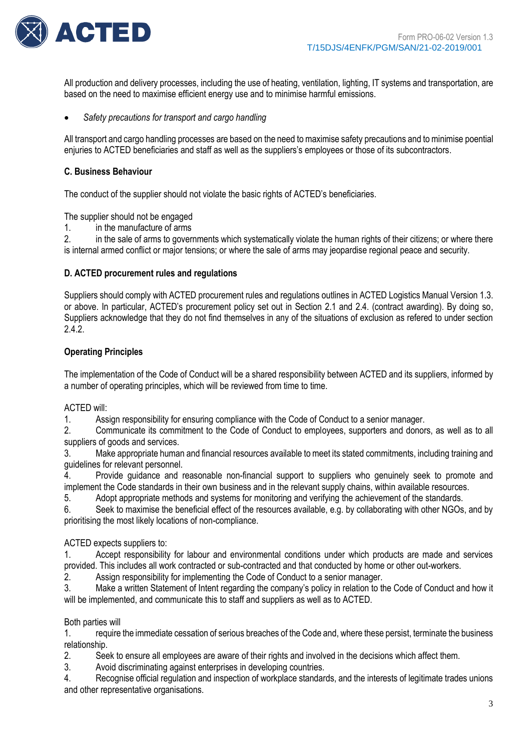All production and delivery processes, including the use of heating, ventilation, lighting, IT systems and transportation, are based on the need to maximise efficient energy use and to minimise harmful emissions.

- *Safety precautions for transport and cargo handling*

All transport and cargo handling processes are based on the need to maximise safety precautions and to minimise poential enjuries to ACTED beneficiaries and staff as well as the suppliers's employees or those of its subcontractors.

**C. Business Behaviour**

The conduct of the supplier should not violate the basic rights of ACTED's beneficiaries.

The supplier should not be engaged

1. in the manufacture of arms
2. in the sale of arms to governments which systematically violate the human rights of their citizens; or where there is internal armed conflict or major tensions; or where the sale of arms may jeopardise regional peace and security.

**D. ACTED procurement rules and regulations**

Suppliers should comply with ACTED procurement rules and regulations outlines in ACTED Logistics Manual Version 1.3. or above. In particular, ACTED's procurement policy set out in Section 2.1 and 2.4. (contract awarding). By doing so, Suppliers acknowledge that they do not find themselves in any of the situations of exclusion as refered to under section 2.4.2.

**Operating Principles**

The implementation of the Code of Conduct will be a shared responsibility between ACTED and its suppliers, informed by a number of operating principles, which will be reviewed from time to time.

ACTED will:

1. Assign responsibility for ensuring compliance with the Code of Conduct to a senior manager.
2. Communicate its commitment to the Code of Conduct to employees, supporters and donors, as well as to all suppliers of goods and services.
3. Make appropriate human and financial resources available to meet its stated commitments, including training and guidelines for relevant personnel.
4. Provide guidance and reasonable non-financial support to suppliers who genuinely seek to promote and implement the Code standards in their own business and in the relevant supply chains, within available resources.
5. Adopt appropriate methods and systems for monitoring and verifying the achievement of the standards.
6. Seek to maximise the beneficial effect of the resources available, e.g. by collaborating with other NGOs, and by prioritising the most likely locations of non-compliance.

ACTED expects suppliers to:

1. Accept responsibility for labour and environmental conditions under which products are made and services provided. This includes all work contracted or sub-contracted and that conducted by home or other out-workers.
2. Assign responsibility for implementing the Code of Conduct to a senior manager.
3. Make a written Statement of Intent regarding the company's policy in relation to the Code of Conduct and how it will be implemented, and communicate this to staff and suppliers as well as to ACTED.

Both parties will

1. require the immediate cessation of serious breaches of the Code and, where these persist, terminate the business relationship.
2. Seek to ensure all employees are aware of their rights and involved in the decisions which affect them.
3. Avoid discriminating against enterprises in developing countries.
4. Recognise official regulation and inspection of workplace standards, and the interests of legitimate trades unions and other representative organisations.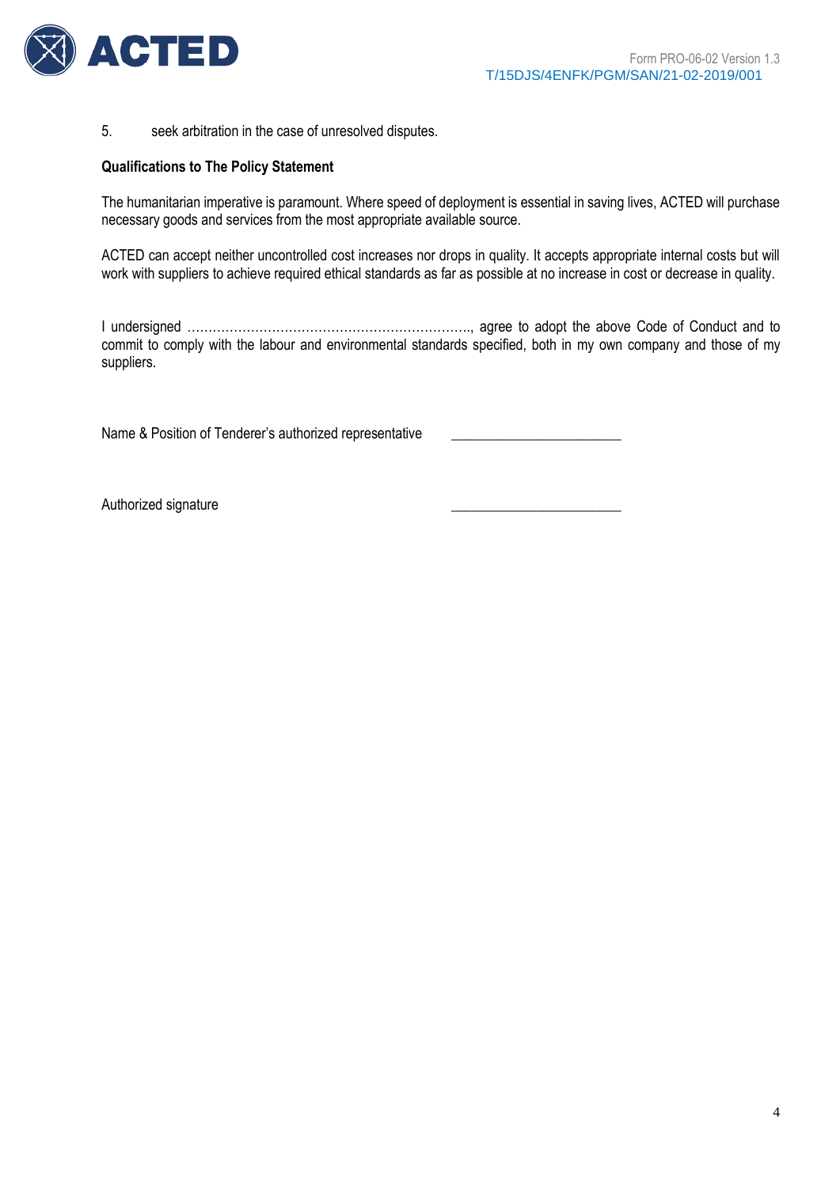5. seek arbitration in the case of unresolved disputes.

**Qualifications to The Policy Statement**

The humanitarian imperative is paramount. Where speed of deployment is essential in saving lives, ACTED will purchase necessary goods and services from the most appropriate available source.

ACTED can accept neither uncontrolled cost increases nor drops in quality. It accepts appropriate internal costs but will work with suppliers to achieve required ethical standards as far as possible at no increase in cost or decrease in quality.

I undersigned ……………………………………………………….., agree to adopt the above Code of Conduct and to commit to comply with the labour and environmental standards specified, both in my own company and those of my suppliers.

Name & Position of Tenderer's authorized representative ________________________

Authorized signature ________________________